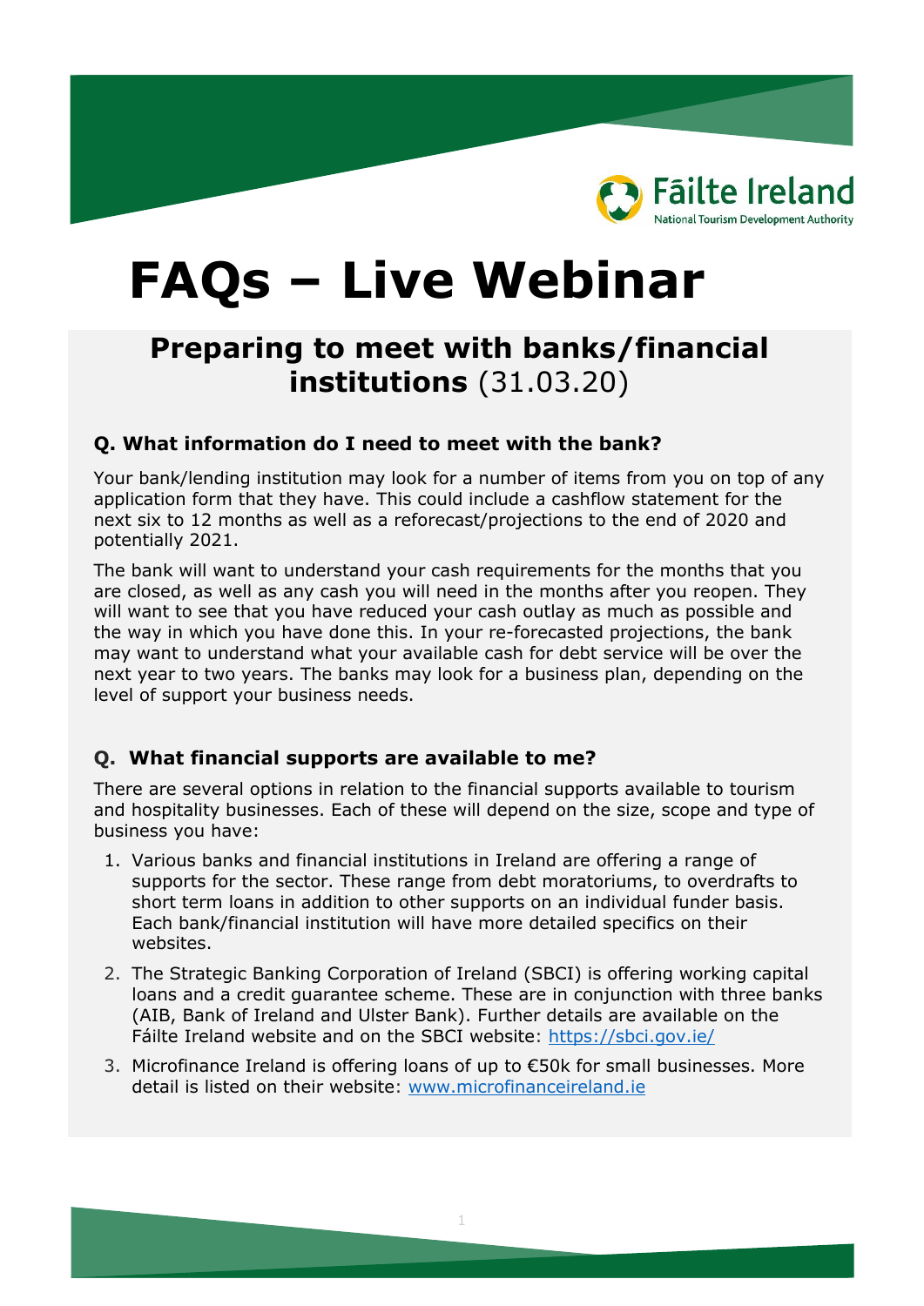Fāilte Ireland
National Tourism Development Authority

# FAQs – Live Webinar

## Preparing to meet with banks/financial institutions (31.03.20)

### Q. What information do I need to meet with the bank?

Your bank/lending institution may look for a number of items from you on top of any application form that they have. This could include a cashflow statement for the next six to 12 months as well as a reforecast/projections to the end of 2020 and potentially 2021.

The bank will want to understand your cash requirements for the months that you are closed, as well as any cash you will need in the months after you reopen. They will want to see that you have reduced your cash outlay as much as possible and the way in which you have done this. In your re-forecasted projections, the bank may want to understand what your available cash for debt service will be over the next year to two years. The banks may look for a business plan, depending on the level of support your business needs.

### Q. What financial supports are available to me?

There are several options in relation to the financial supports available to tourism and hospitality businesses. Each of these will depend on the size, scope and type of business you have:

1. Various banks and financial institutions in Ireland are offering a range of supports for the sector. These range from debt moratoriums, to overdrafts to short term loans in addition to other supports on an individual funder basis. Each bank/financial institution will have more detailed specifics on their websites.
2. The Strategic Banking Corporation of Ireland (SBCI) is offering working capital loans and a credit guarantee scheme. These are in conjunction with three banks (AIB, Bank of Ireland and Ulster Bank). Further details are available on the Fáilte Ireland website and on the SBCI website: https://sbci.gov.ie/
3. Microfinance Ireland is offering loans of up to €50k for small businesses. More detail is listed on their website: www.microfinanceireland.ie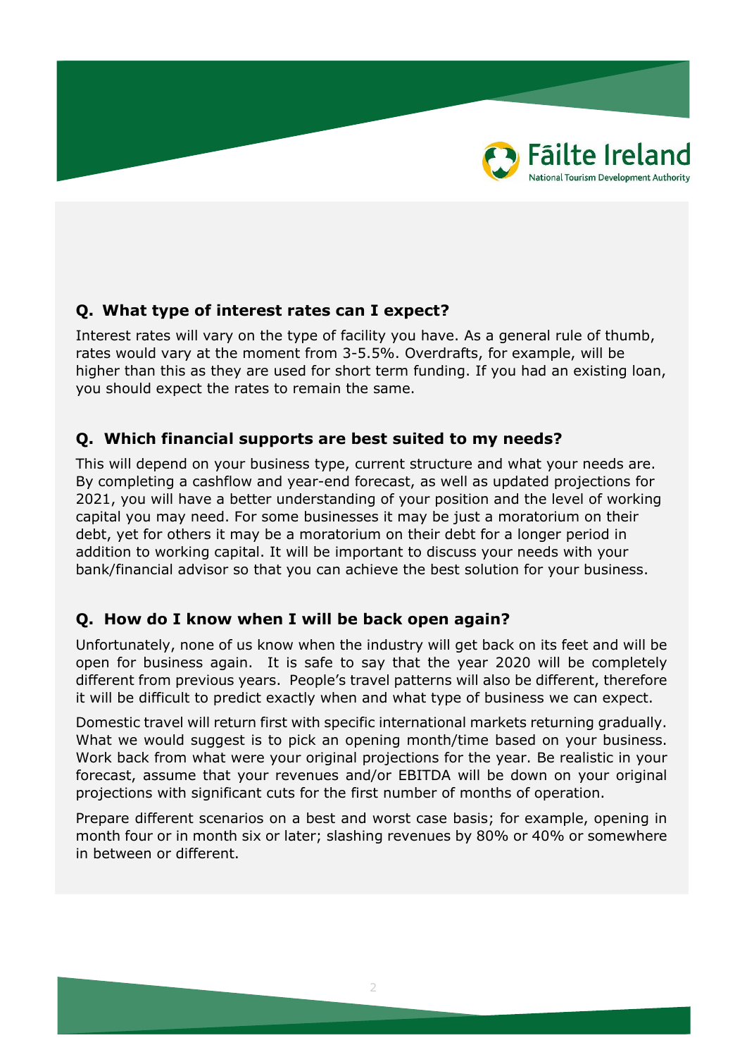## Q. What type of interest rates can I expect?

Interest rates will vary on the type of facility you have. As a general rule of thumb, rates would vary at the moment from 3-5.5%. Overdrafts, for example, will be higher than this as they are used for short term funding. If you had an existing loan, you should expect the rates to remain the same.

## Q. Which financial supports are best suited to my needs?

This will depend on your business type, current structure and what your needs are. By completing a cashflow and year-end forecast, as well as updated projections for 2021, you will have a better understanding of your position and the level of working capital you may need. For some businesses it may be just a moratorium on their debt, yet for others it may be a moratorium on their debt for a longer period in addition to working capital. It will be important to discuss your needs with your bank/financial advisor so that you can achieve the best solution for your business.

## Q. How do I know when I will be back open again?

Unfortunately, none of us know when the industry will get back on its feet and will be open for business again. It is safe to say that the year 2020 will be completely different from previous years. People's travel patterns will also be different, therefore it will be difficult to predict exactly when and what type of business we can expect.

Domestic travel will return first with specific international markets returning gradually. What we would suggest is to pick an opening month/time based on your business. Work back from what were your original projections for the year. Be realistic in your forecast, assume that your revenues and/or EBITDA will be down on your original projections with significant cuts for the first number of months of operation.

Prepare different scenarios on a best and worst case basis; for example, opening in month four or in month six or later; slashing revenues by 80% or 40% or somewhere in between or different.